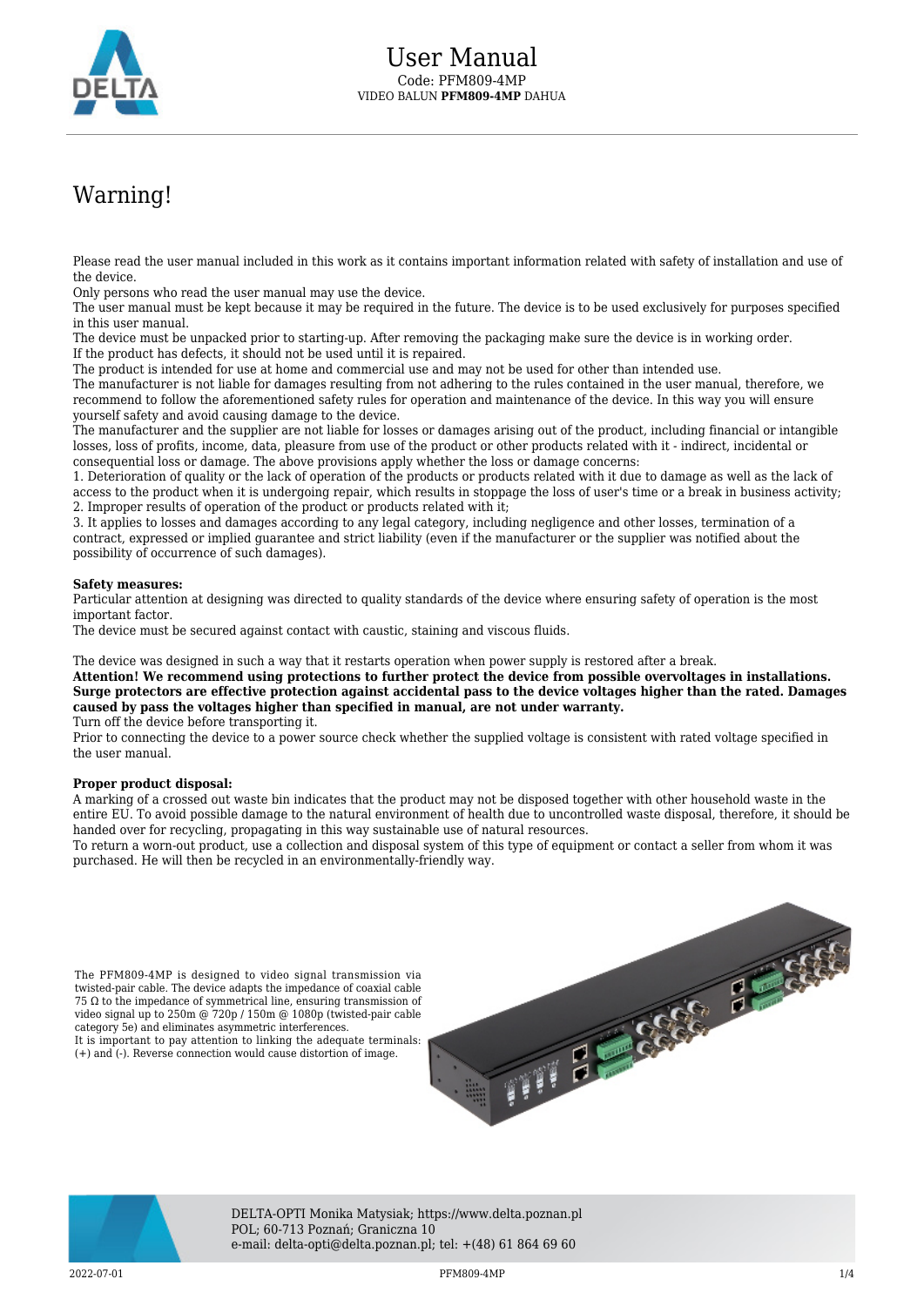# User Manual

Code: PFM809-4MP
VIDEO BALUN **PFM809-4MP** DAHUA

## Warning!

Please read the user manual included in this work as it contains important information related with safety of installation and use of the device.
Only persons who read the user manual may use the device.
The user manual must be kept because it may be required in the future. The device is to be used exclusively for purposes specified in this user manual.
The device must be unpacked prior to starting-up. After removing the packaging make sure the device is in working order.
If the product has defects, it should not be used until it is repaired.
The product is intended for use at home and commercial use and may not be used for other than intended use.
The manufacturer is not liable for damages resulting from not adhering to the rules contained in the user manual, therefore, we recommend to follow the aforementioned safety rules for operation and maintenance of the device. In this way you will ensure yourself safety and avoid causing damage to the device.
The manufacturer and the supplier are not liable for losses or damages arising out of the product, including financial or intangible losses, loss of profits, income, data, pleasure from use of the product or other products related with it - indirect, incidental or consequential loss or damage. The above provisions apply whether the loss or damage concerns:
1. Deterioration of quality or the lack of operation of the products or products related with it due to damage as well as the lack of access to the product when it is undergoing repair, which results in stoppage the loss of user's time or a break in business activity;
2. Improper results of operation of the product or products related with it;
3. It applies to losses and damages according to any legal category, including negligence and other losses, termination of a contract, expressed or implied guarantee and strict liability (even if the manufacturer or the supplier was notified about the possibility of occurrence of such damages).

**Safety measures:**
Particular attention at designing was directed to quality standards of the device where ensuring safety of operation is the most important factor.
The device must be secured against contact with caustic, staining and viscous fluids.

The device was designed in such a way that it restarts operation when power supply is restored after a break.
**Attention! We recommend using protections to further protect the device from possible overvoltages in installations. Surge protectors are effective protection against accidental pass to the device voltages higher than the rated. Damages caused by pass the voltages higher than specified in manual, are not under warranty.**
Turn off the device before transporting it.
Prior to connecting the device to a power source check whether the supplied voltage is consistent with rated voltage specified in the user manual.

**Proper product disposal:**
A marking of a crossed out waste bin indicates that the product may not be disposed together with other household waste in the entire EU. To avoid possible damage to the natural environment of health due to uncontrolled waste disposal, therefore, it should be handed over for recycling, propagating in this way sustainable use of natural resources.
To return a worn-out product, use a collection and disposal system of this type of equipment or contact a seller from whom it was purchased. He will then be recycled in an environmentally-friendly way.

The PFM809-4MP is designed to video signal transmission via twisted-pair cable. The device adapts the impedance of coaxial cable 75 Ω to the impedance of symmetrical line, ensuring transmission of video signal up to 250m @ 720p / 150m @ 1080p (twisted-pair cable category 5e) and eliminates asymmetric interferences.
It is important to pay attention to linking the adequate terminals: (+) and (-). Reverse connection would cause distortion of image.

DELTA-OPTI Monika Matysiak; https://www.delta.poznan.pl
POL; 60-713 Poznań; Graniczna 10
e-mail: delta-opti@delta.poznan.pl; tel: +(48) 61 864 69 60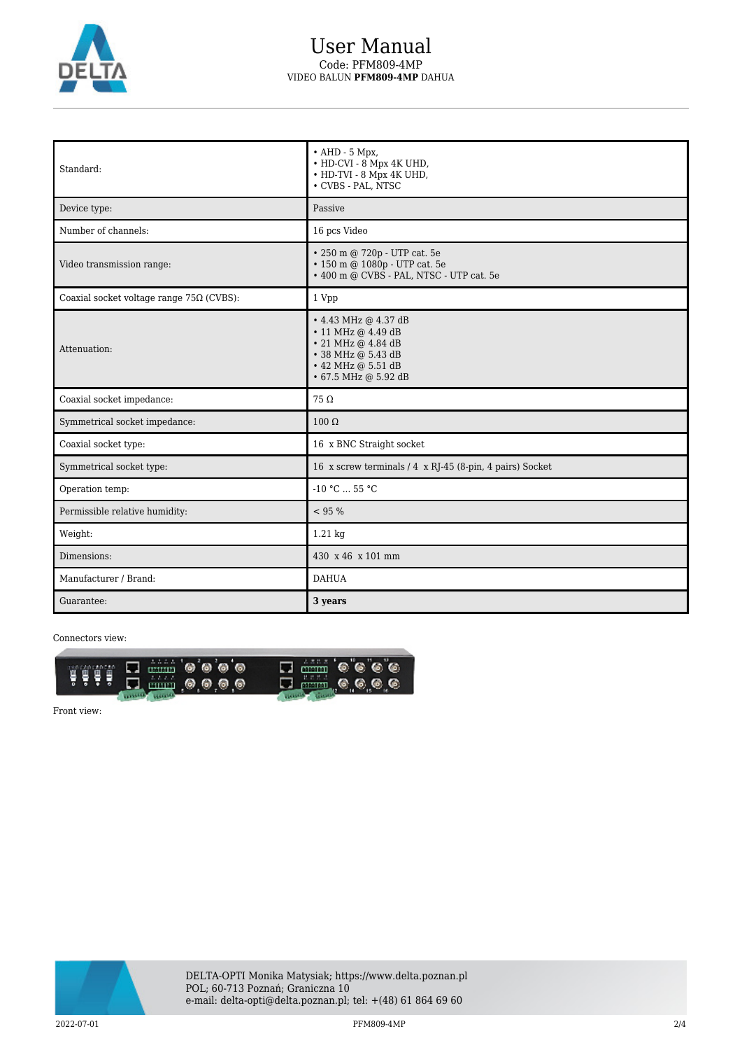| Standard: | • AHD - 5 Mpx,<br>• HD-CVI - 8 Mpx 4K UHD,<br>• HD-TVI - 8 Mpx 4K UHD,<br>• CVBS - PAL, NTSC |
|---|---|
| Device type: | Passive |
| Number of channels: | 16 pcs Video |
| Video transmission range: | • 250 m @ 720p - UTP cat. 5e<br>• 150 m @ 1080p - UTP cat. 5e<br>• 400 m @ CVBS - PAL, NTSC - UTP cat. 5e |
| Coaxial socket voltage range 75Ω (CVBS): | 1 Vpp |
| Attenuation: | • 4.43 MHz @ 4.37 dB<br>• 11 MHz @ 4.49 dB<br>• 21 MHz @ 4.84 dB<br>• 38 MHz @ 5.43 dB<br>• 42 MHz @ 5.51 dB<br>• 67.5 MHz @ 5.92 dB |
| Coaxial socket impedance: | 75 Ω |
| Symmetrical socket impedance: | 100 Ω |
| Coaxial socket type: | 16 x BNC Straight socket |
| Symmetrical socket type: | 16 x screw terminals / 4 x RJ-45 (8-pin, 4 pairs) Socket |
| Operation temp: | -10 °C ... 55 °C |
| Permissible relative humidity: | < 95 % |
| Weight: | 1.21 kg |
| Dimensions: | 430 x 46 x 101 mm |
| Manufacturer / Brand: | DAHUA |
| Guarantee: | **3 years** |

Connectors view:

Front view: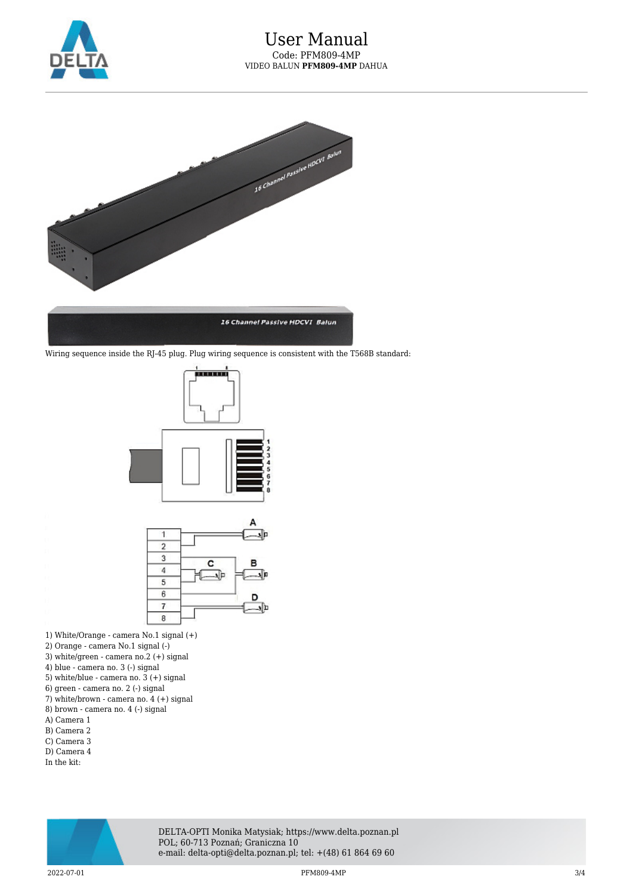Wiring sequence inside the RJ-45 plug. Plug wiring sequence is consistent with the T568B standard:

1) White/Orange - camera No.1 signal (+)
2) Orange - camera No.1 signal (-)
3) white/green - camera no.2 (+) signal
4) blue - camera no. 3 (-) signal
5) white/blue - camera no. 3 (+) signal
6) green - camera no. 2 (-) signal
7) white/brown - camera no. 4 (+) signal
8) brown - camera no. 4 (-) signal
A) Camera 1
B) Camera 2
C) Camera 3
D) Camera 4
In the kit: